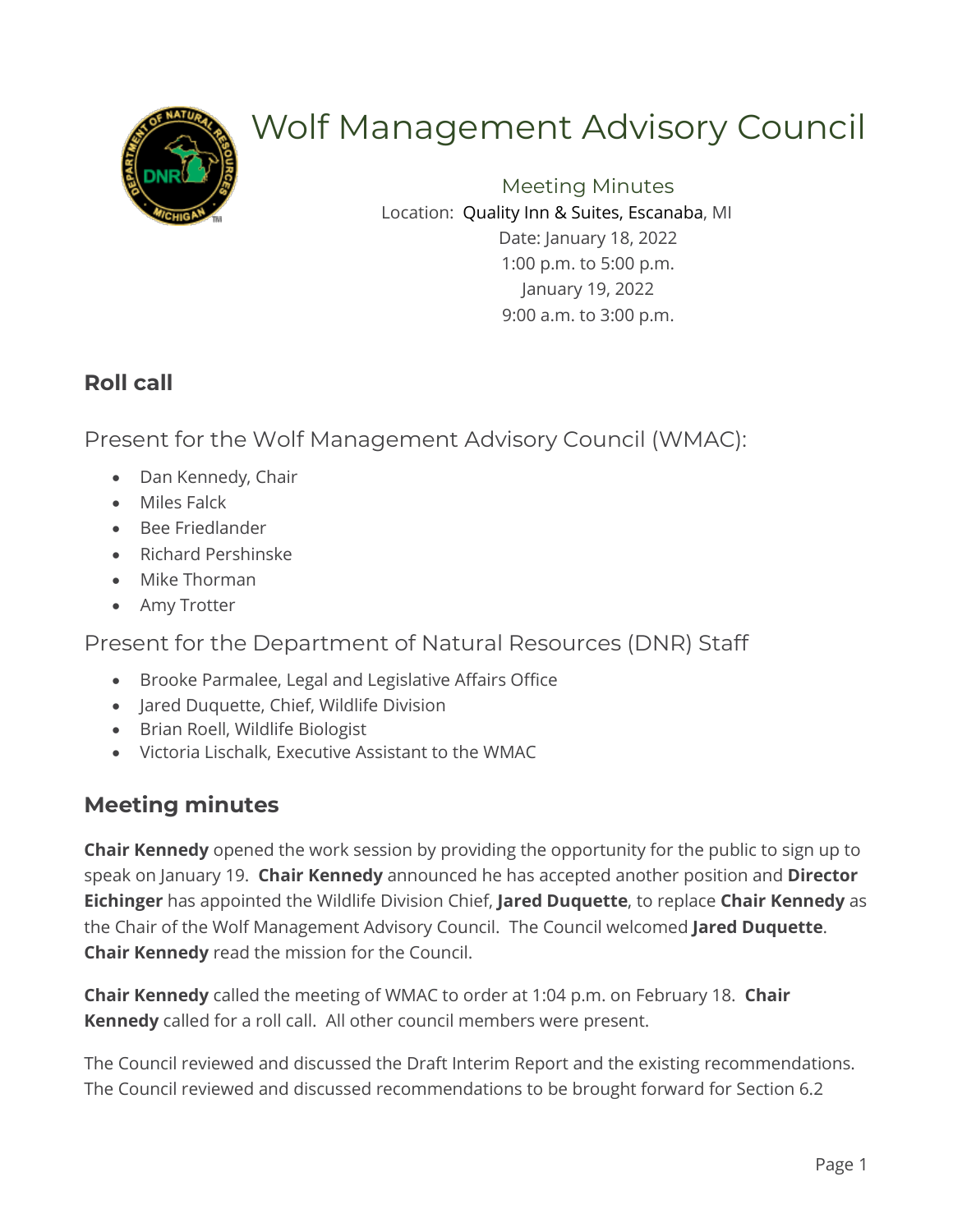# Wolf Management Advisory Council

Meeting Minutes

Location: Quality Inn & Suites, Escanaba, MI

Date: January 18, 2022

1:00 p.m. to 5:00 p.m.

January 19, 2022

9:00 a.m. to 3:00 p.m.

## Roll call

### Present for the Wolf Management Advisory Council (WMAC):

- Dan Kennedy, Chair
- Miles Falck
- Bee Friedlander
- Richard Pershinske
- Mike Thorman
- Amy Trotter

### Present for the Department of Natural Resources (DNR) Staff

- Brooke Parmalee, Legal and Legislative Affairs Office
- Jared Duquette, Chief, Wildlife Division
- Brian Roell, Wildlife Biologist
- Victoria Lischalk, Executive Assistant to the WMAC

## Meeting minutes

**Chair Kennedy** opened the work session by providing the opportunity for the public to sign up to speak on January 19. **Chair Kennedy** announced he has accepted another position and **Director Eichinger** has appointed the Wildlife Division Chief, **Jared Duquette**, to replace **Chair Kennedy** as the Chair of the Wolf Management Advisory Council. The Council welcomed **Jared Duquette**. **Chair Kennedy** read the mission for the Council.

**Chair Kennedy** called the meeting of WMAC to order at 1:04 p.m. on February 18. **Chair Kennedy** called for a roll call. All other council members were present.

The Council reviewed and discussed the Draft Interim Report and the existing recommendations. The Council reviewed and discussed recommendations to be brought forward for Section 6.2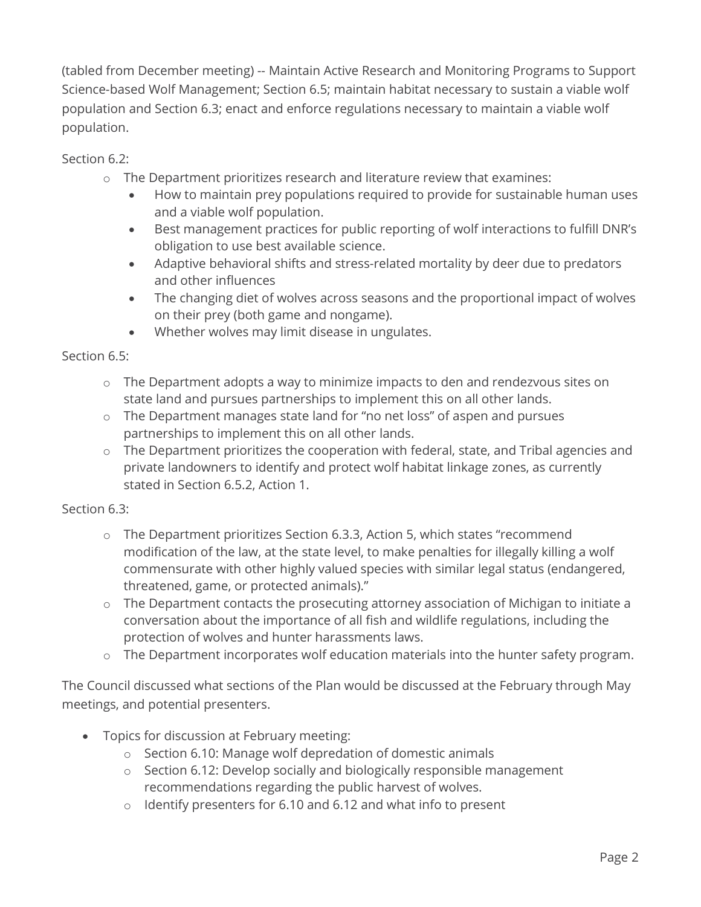(tabled from December meeting) -- Maintain Active Research and Monitoring Programs to Support Science-based Wolf Management; Section 6.5; maintain habitat necessary to sustain a viable wolf population and Section 6.3; enact and enforce regulations necessary to maintain a viable wolf population.

Section 6.2:

- The Department prioritizes research and literature review that examines:
  - How to maintain prey populations required to provide for sustainable human uses and a viable wolf population.
  - Best management practices for public reporting of wolf interactions to fulfill DNR's obligation to use best available science.
  - Adaptive behavioral shifts and stress-related mortality by deer due to predators and other influences
  - The changing diet of wolves across seasons and the proportional impact of wolves on their prey (both game and nongame).
  - Whether wolves may limit disease in ungulates.

Section 6.5:

- The Department adopts a way to minimize impacts to den and rendezvous sites on state land and pursues partnerships to implement this on all other lands.
- The Department manages state land for "no net loss" of aspen and pursues partnerships to implement this on all other lands.
- The Department prioritizes the cooperation with federal, state, and Tribal agencies and private landowners to identify and protect wolf habitat linkage zones, as currently stated in Section 6.5.2, Action 1.

Section 6.3:

- The Department prioritizes Section 6.3.3, Action 5, which states "recommend modification of the law, at the state level, to make penalties for illegally killing a wolf commensurate with other highly valued species with similar legal status (endangered, threatened, game, or protected animals)."
- The Department contacts the prosecuting attorney association of Michigan to initiate a conversation about the importance of all fish and wildlife regulations, including the protection of wolves and hunter harassments laws.
- The Department incorporates wolf education materials into the hunter safety program.

The Council discussed what sections of the Plan would be discussed at the February through May meetings, and potential presenters.

- Topics for discussion at February meeting:
  - Section 6.10: Manage wolf depredation of domestic animals
  - Section 6.12: Develop socially and biologically responsible management recommendations regarding the public harvest of wolves.
  - Identify presenters for 6.10 and 6.12 and what info to present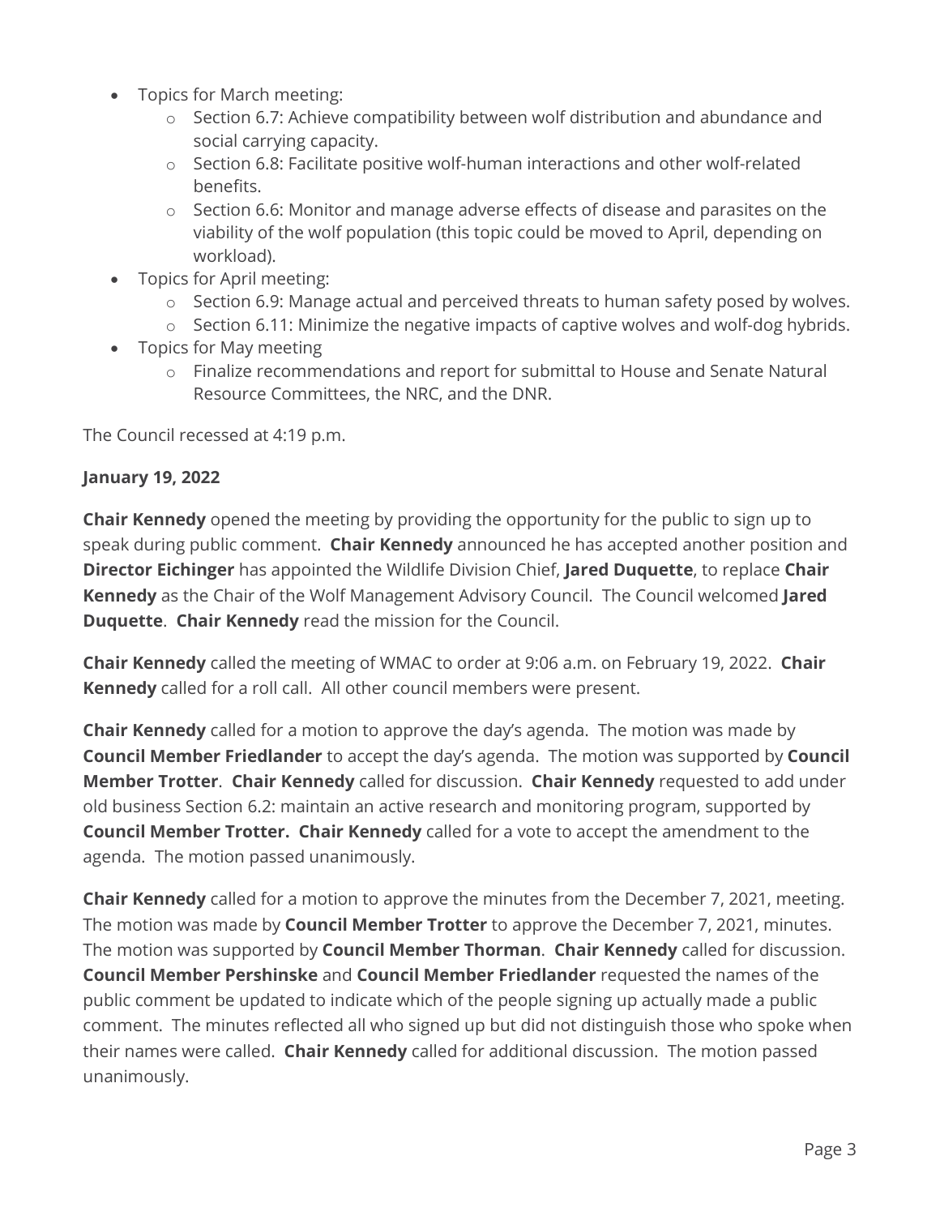- Topics for March meeting:
    - Section 6.7: Achieve compatibility between wolf distribution and abundance and social carrying capacity.
    - Section 6.8: Facilitate positive wolf-human interactions and other wolf-related benefits.
    - Section 6.6: Monitor and manage adverse effects of disease and parasites on the viability of the wolf population (this topic could be moved to April, depending on workload).
- Topics for April meeting:
    - Section 6.9: Manage actual and perceived threats to human safety posed by wolves.
    - Section 6.11: Minimize the negative impacts of captive wolves and wolf-dog hybrids.
- Topics for May meeting
    - Finalize recommendations and report for submittal to House and Senate Natural Resource Committees, the NRC, and the DNR.

The Council recessed at 4:19 p.m.

**January 19, 2022**

**Chair Kennedy** opened the meeting by providing the opportunity for the public to sign up to speak during public comment. **Chair Kennedy** announced he has accepted another position and **Director Eichinger** has appointed the Wildlife Division Chief, **Jared Duquette**, to replace **Chair Kennedy** as the Chair of the Wolf Management Advisory Council. The Council welcomed **Jared Duquette**. **Chair Kennedy** read the mission for the Council.

**Chair Kennedy** called the meeting of WMAC to order at 9:06 a.m. on February 19, 2022. **Chair Kennedy** called for a roll call. All other council members were present.

**Chair Kennedy** called for a motion to approve the day's agenda. The motion was made by **Council Member Friedlander** to accept the day's agenda. The motion was supported by **Council Member Trotter**. **Chair Kennedy** called for discussion. **Chair Kennedy** requested to add under old business Section 6.2: maintain an active research and monitoring program, supported by **Council Member Trotter. Chair Kennedy** called for a vote to accept the amendment to the agenda. The motion passed unanimously.

**Chair Kennedy** called for a motion to approve the minutes from the December 7, 2021, meeting. The motion was made by **Council Member Trotter** to approve the December 7, 2021, minutes. The motion was supported by **Council Member Thorman**. **Chair Kennedy** called for discussion. **Council Member Pershinske** and **Council Member Friedlander** requested the names of the public comment be updated to indicate which of the people signing up actually made a public comment. The minutes reflected all who signed up but did not distinguish those who spoke when their names were called. **Chair Kennedy** called for additional discussion. The motion passed unanimously.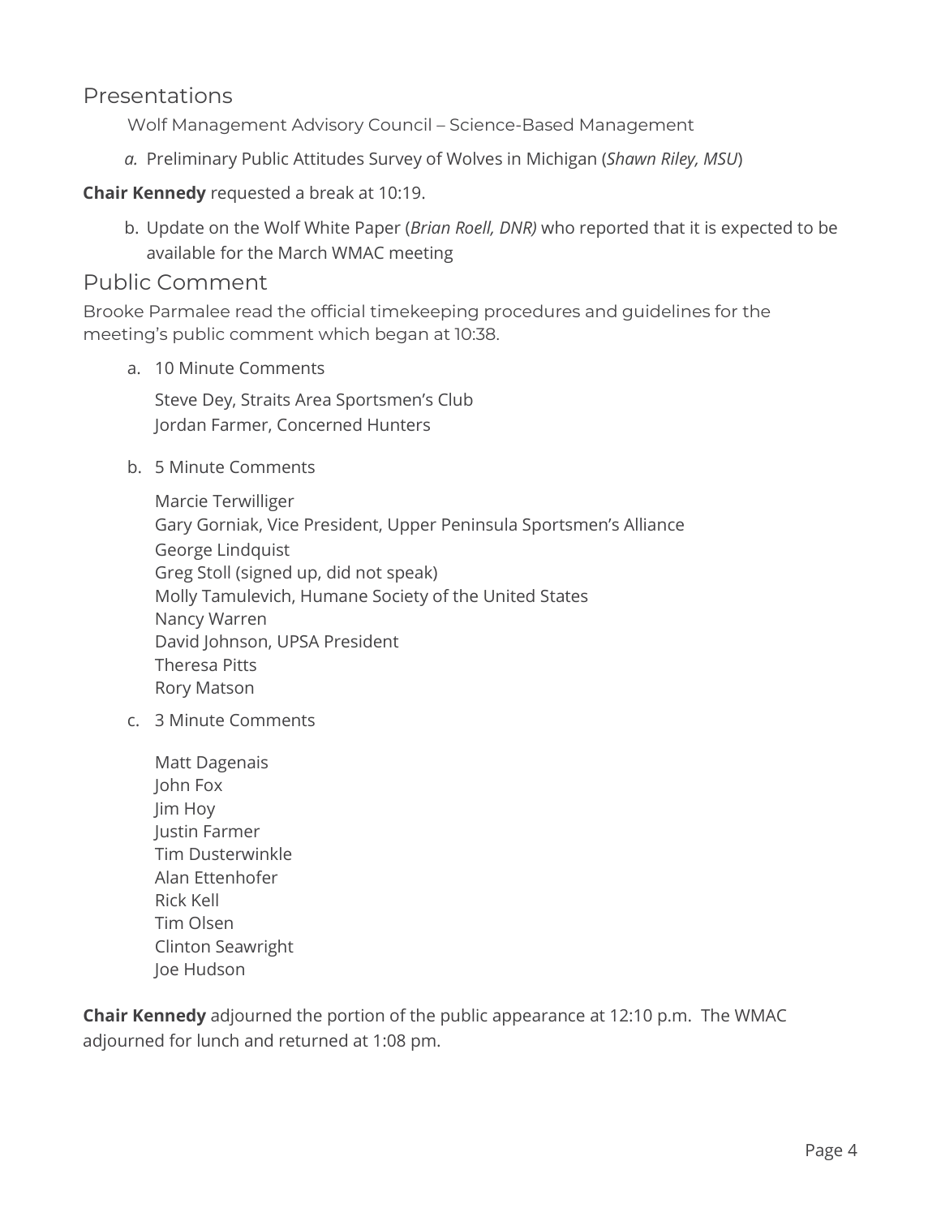## Presentations

Wolf Management Advisory Council – Science-Based Management

*a.* Preliminary Public Attitudes Survey of Wolves in Michigan (*Shawn Riley, MSU*)

**Chair Kennedy** requested a break at 10:19.

b. Update on the Wolf White Paper (*Brian Roell, DNR)* who reported that it is expected to be available for the March WMAC meeting

## Public Comment

Brooke Parmalee read the official timekeeping procedures and guidelines for the meeting's public comment which began at 10:38.

a. 10 Minute Comments

   Steve Dey, Straits Area Sportsmen's Club
   Jordan Farmer, Concerned Hunters

b. 5 Minute Comments

   Marcie Terwilliger
   Gary Gorniak, Vice President, Upper Peninsula Sportsmen's Alliance
   George Lindquist
   Greg Stoll (signed up, did not speak)
   Molly Tamulevich, Humane Society of the United States
   Nancy Warren
   David Johnson, UPSA President
   Theresa Pitts
   Rory Matson

c. 3 Minute Comments

   Matt Dagenais
   John Fox
   Jim Hoy
   Justin Farmer
   Tim Dusterwinkle
   Alan Ettenhofer
   Rick Kell
   Tim Olsen
   Clinton Seawright
   Joe Hudson

**Chair Kennedy** adjourned the portion of the public appearance at 12:10 p.m. The WMAC adjourned for lunch and returned at 1:08 pm.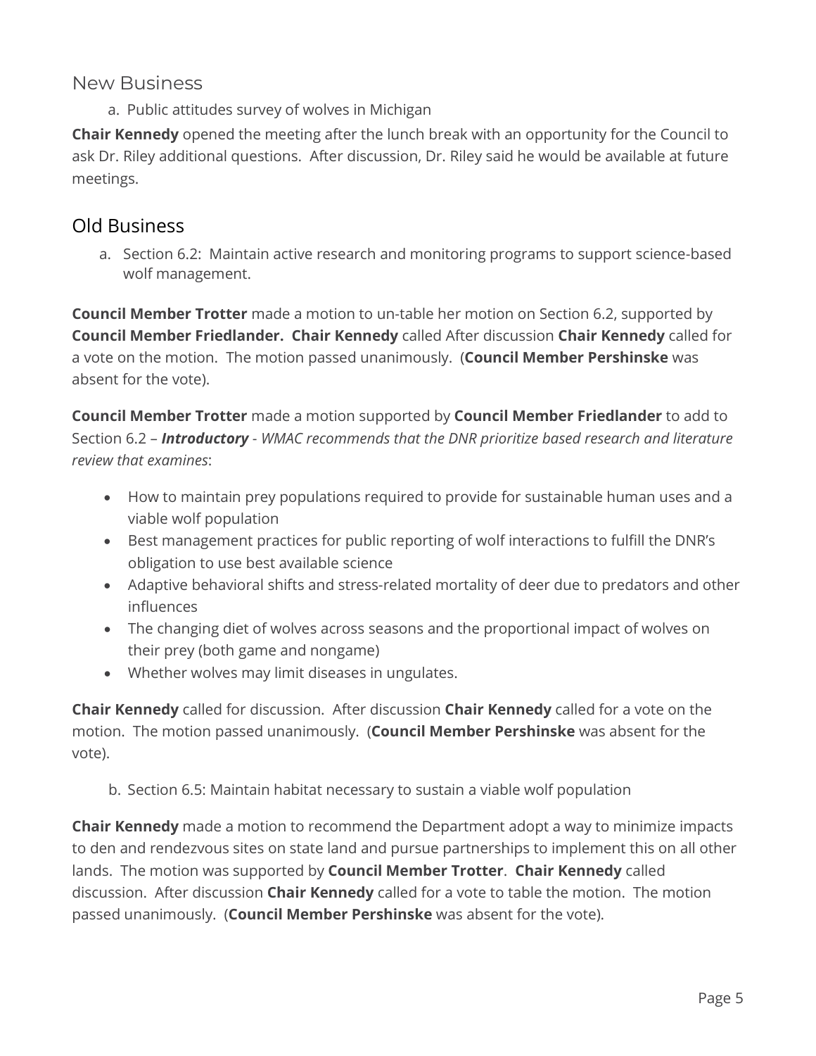## New Business

a. Public attitudes survey of wolves in Michigan

**Chair Kennedy** opened the meeting after the lunch break with an opportunity for the Council to ask Dr. Riley additional questions. After discussion, Dr. Riley said he would be available at future meetings.

## Old Business

a. Section 6.2: Maintain active research and monitoring programs to support science-based wolf management.

**Council Member Trotter** made a motion to un-table her motion on Section 6.2, supported by **Council Member Friedlander. Chair Kennedy** called After discussion **Chair Kennedy** called for a vote on the motion. The motion passed unanimously. (**Council Member Pershinske** was absent for the vote).

**Council Member Trotter** made a motion supported by **Council Member Friedlander** to add to Section 6.2 – ***Introductory*** - *WMAC recommends that the DNR prioritize based research and literature review that examines*:

- How to maintain prey populations required to provide for sustainable human uses and a viable wolf population
- Best management practices for public reporting of wolf interactions to fulfill the DNR's obligation to use best available science
- Adaptive behavioral shifts and stress-related mortality of deer due to predators and other influences
- The changing diet of wolves across seasons and the proportional impact of wolves on their prey (both game and nongame)
- Whether wolves may limit diseases in ungulates.

**Chair Kennedy** called for discussion. After discussion **Chair Kennedy** called for a vote on the motion. The motion passed unanimously. (**Council Member Pershinske** was absent for the vote).

b. Section 6.5: Maintain habitat necessary to sustain a viable wolf population

**Chair Kennedy** made a motion to recommend the Department adopt a way to minimize impacts to den and rendezvous sites on state land and pursue partnerships to implement this on all other lands. The motion was supported by **Council Member Trotter**. **Chair Kennedy** called discussion. After discussion **Chair Kennedy** called for a vote to table the motion. The motion passed unanimously. (**Council Member Pershinske** was absent for the vote).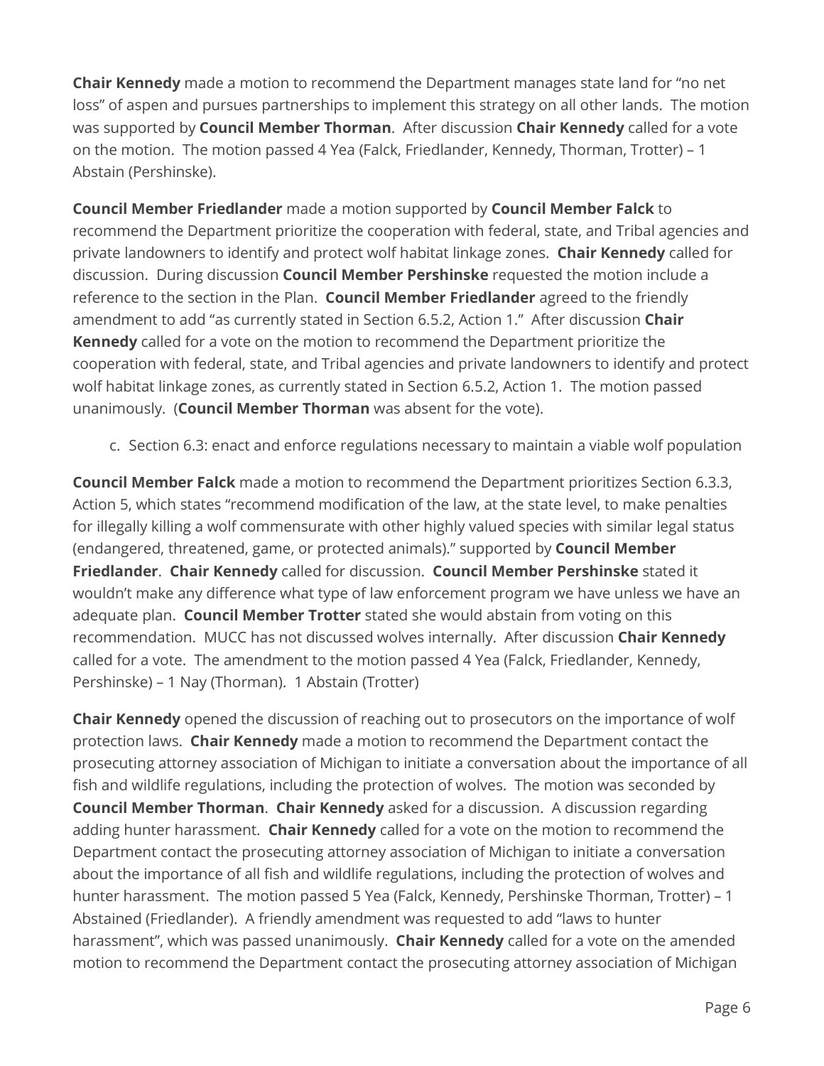**Chair Kennedy** made a motion to recommend the Department manages state land for "no net loss" of aspen and pursues partnerships to implement this strategy on all other lands. The motion was supported by **Council Member Thorman**. After discussion **Chair Kennedy** called for a vote on the motion. The motion passed 4 Yea (Falck, Friedlander, Kennedy, Thorman, Trotter) – 1 Abstain (Pershinske).

**Council Member Friedlander** made a motion supported by **Council Member Falck** to recommend the Department prioritize the cooperation with federal, state, and Tribal agencies and private landowners to identify and protect wolf habitat linkage zones. **Chair Kennedy** called for discussion. During discussion **Council Member Pershinske** requested the motion include a reference to the section in the Plan. **Council Member Friedlander** agreed to the friendly amendment to add "as currently stated in Section 6.5.2, Action 1." After discussion **Chair Kennedy** called for a vote on the motion to recommend the Department prioritize the cooperation with federal, state, and Tribal agencies and private landowners to identify and protect wolf habitat linkage zones, as currently stated in Section 6.5.2, Action 1. The motion passed unanimously. (**Council Member Thorman** was absent for the vote).

c. Section 6.3: enact and enforce regulations necessary to maintain a viable wolf population

**Council Member Falck** made a motion to recommend the Department prioritizes Section 6.3.3, Action 5, which states "recommend modification of the law, at the state level, to make penalties for illegally killing a wolf commensurate with other highly valued species with similar legal status (endangered, threatened, game, or protected animals)." supported by **Council Member Friedlander**. **Chair Kennedy** called for discussion. **Council Member Pershinske** stated it wouldn't make any difference what type of law enforcement program we have unless we have an adequate plan. **Council Member Trotter** stated she would abstain from voting on this recommendation. MUCC has not discussed wolves internally. After discussion **Chair Kennedy** called for a vote. The amendment to the motion passed 4 Yea (Falck, Friedlander, Kennedy, Pershinske) – 1 Nay (Thorman). 1 Abstain (Trotter)

**Chair Kennedy** opened the discussion of reaching out to prosecutors on the importance of wolf protection laws. **Chair Kennedy** made a motion to recommend the Department contact the prosecuting attorney association of Michigan to initiate a conversation about the importance of all fish and wildlife regulations, including the protection of wolves. The motion was seconded by **Council Member Thorman**. **Chair Kennedy** asked for a discussion. A discussion regarding adding hunter harassment. **Chair Kennedy** called for a vote on the motion to recommend the Department contact the prosecuting attorney association of Michigan to initiate a conversation about the importance of all fish and wildlife regulations, including the protection of wolves and hunter harassment. The motion passed 5 Yea (Falck, Kennedy, Pershinske Thorman, Trotter) – 1 Abstained (Friedlander). A friendly amendment was requested to add "laws to hunter harassment", which was passed unanimously. **Chair Kennedy** called for a vote on the amended motion to recommend the Department contact the prosecuting attorney association of Michigan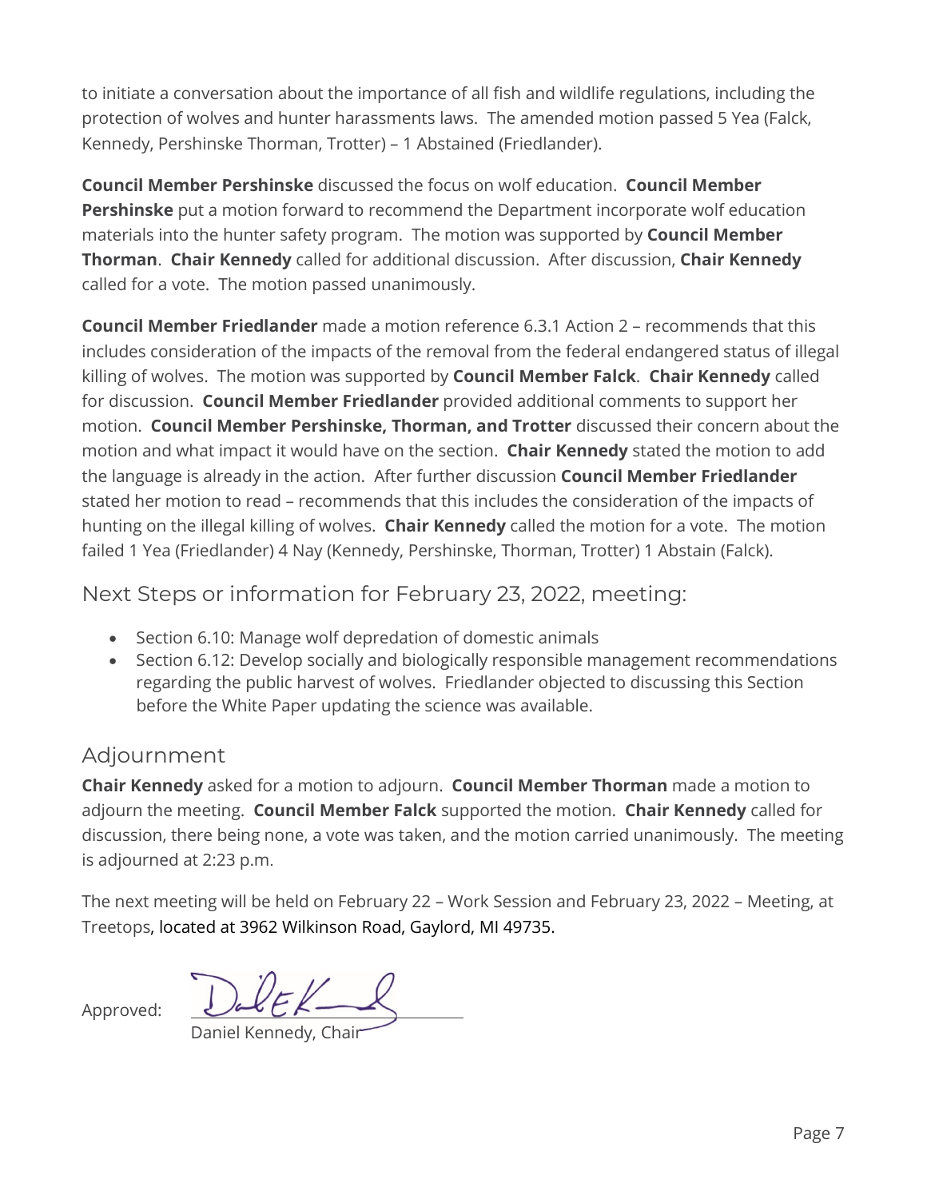to initiate a conversation about the importance of all fish and wildlife regulations, including the protection of wolves and hunter harassments laws. The amended motion passed 5 Yea (Falck, Kennedy, Pershinske Thorman, Trotter) – 1 Abstained (Friedlander).

**Council Member Pershinske** discussed the focus on wolf education. **Council Member Pershinske** put a motion forward to recommend the Department incorporate wolf education materials into the hunter safety program. The motion was supported by **Council Member Thorman**. **Chair Kennedy** called for additional discussion. After discussion, **Chair Kennedy** called for a vote. The motion passed unanimously.

**Council Member Friedlander** made a motion reference 6.3.1 Action 2 – recommends that this includes consideration of the impacts of the removal from the federal endangered status of illegal killing of wolves. The motion was supported by **Council Member Falck**. **Chair Kennedy** called for discussion. **Council Member Friedlander** provided additional comments to support her motion. **Council Member Pershinske, Thorman, and Trotter** discussed their concern about the motion and what impact it would have on the section. **Chair Kennedy** stated the motion to add the language is already in the action. After further discussion **Council Member Friedlander** stated her motion to read – recommends that this includes the consideration of the impacts of hunting on the illegal killing of wolves. **Chair Kennedy** called the motion for a vote. The motion failed 1 Yea (Friedlander) 4 Nay (Kennedy, Pershinske, Thorman, Trotter) 1 Abstain (Falck).

## Next Steps or information for February 23, 2022, meeting:

- Section 6.10: Manage wolf depredation of domestic animals
- Section 6.12: Develop socially and biologically responsible management recommendations regarding the public harvest of wolves. Friedlander objected to discussing this Section before the White Paper updating the science was available.

## Adjournment

**Chair Kennedy** asked for a motion to adjourn. **Council Member Thorman** made a motion to adjourn the meeting. **Council Member Falck** supported the motion. **Chair Kennedy** called for discussion, there being none, a vote was taken, and the motion carried unanimously. The meeting is adjourned at 2:23 p.m.

The next meeting will be held on February 22 – Work Session and February 23, 2022 – Meeting, at Treetops, located at 3962 Wilkinson Road, Gaylord, MI 49735.

Approved: ______________________
Daniel Kennedy, Chair